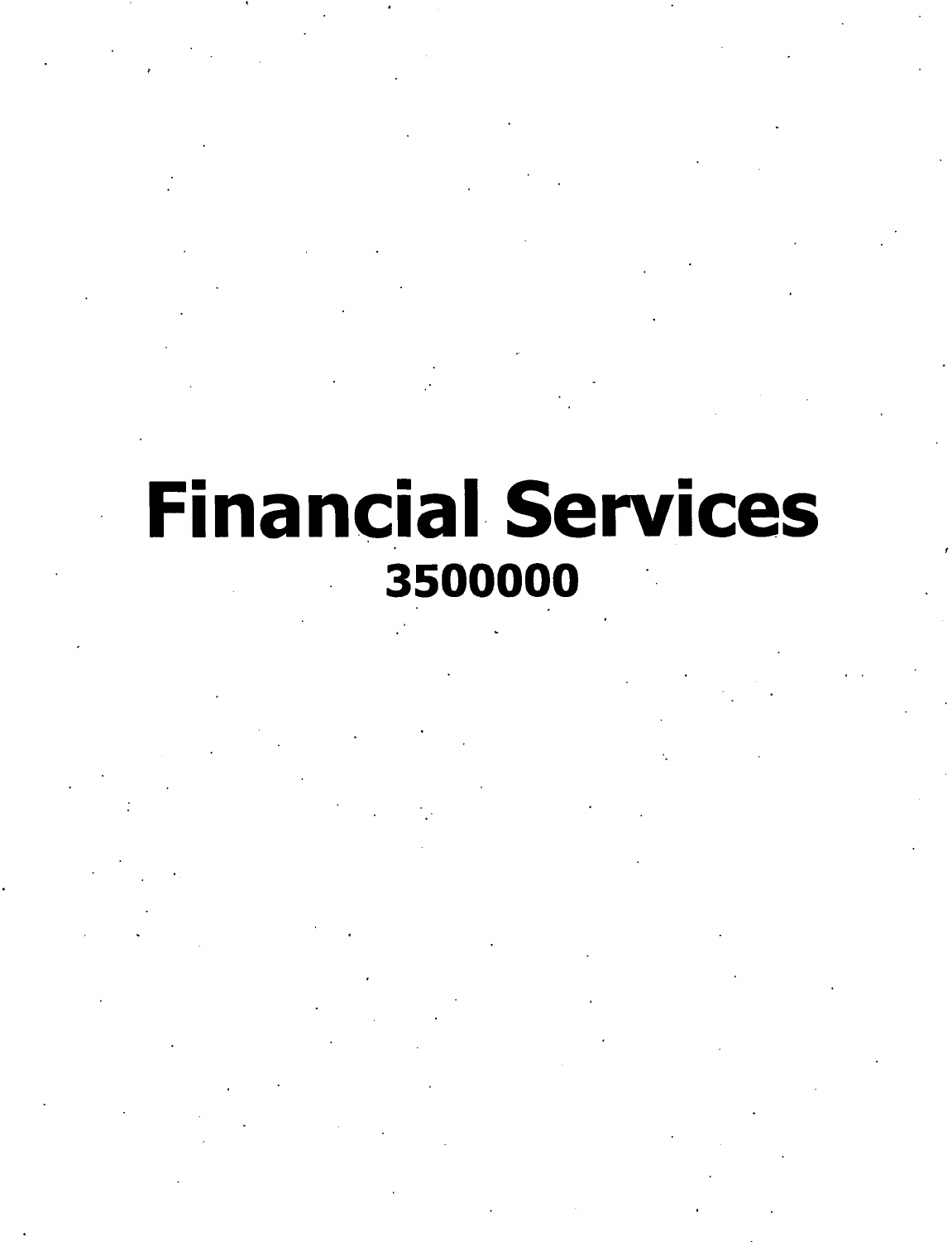# Financial Services

## 3500000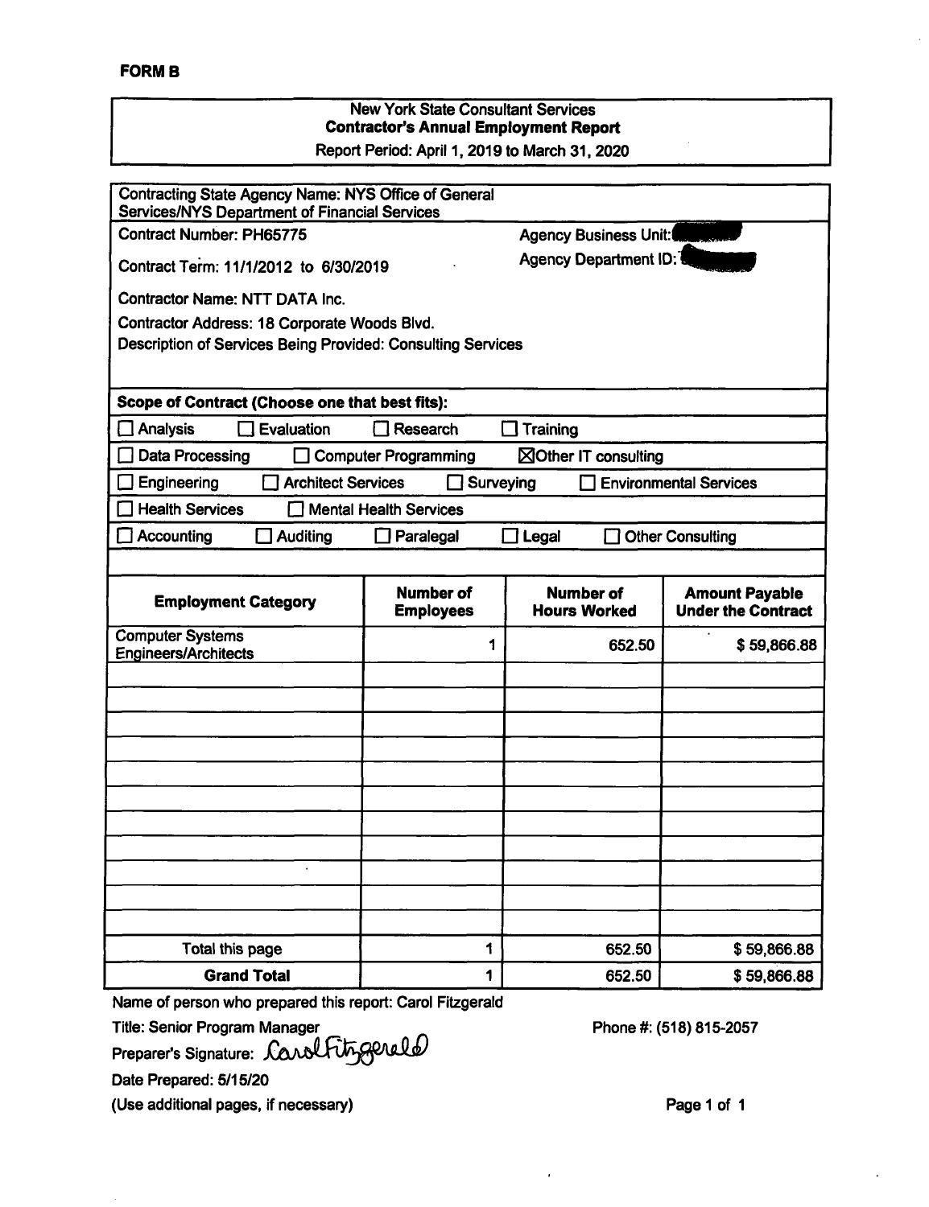**FORM B**

New York State Consultant Services
**Contractor's Annual Employment Report**
Report Period: April 1, 2019 to March 31, 2020

Contracting State Agency Name: NYS Office of General Services/NYS Department of Financial Services

Contract Number: PH65775

Agency Business Unit:

Contract Term: 11/1/2012 to 6/30/2019

Agency Department ID:

Contractor Name: NTT DATA Inc.

Contractor Address: 18 Corporate Woods Blvd.

Description of Services Being Provided: Consulting Services

**Scope of Contract (Choose one that best fits):**

☐ Analysis ☐ Evaluation ☐ Research ☐ Training

☐ Data Processing ☐ Computer Programming ☒ Other IT consulting

☐ Engineering ☐ Architect Services ☐ Surveying ☐ Environmental Services

☐ Health Services ☐ Mental Health Services

☐ Accounting ☐ Auditing ☐ Paralegal ☐ Legal ☐ Other Consulting

| Employment Category | Number of Employees | Number of Hours Worked | Amount Payable Under the Contract |
|---|---|---|---|
| Computer Systems Engineers/Architects | 1 | 652.50 | $ 59,866.88 |
| | | | |
| | | | |
| | | | |
| | | | |
| | | | |
| | | | |
| | | | |
| | | | |
| | | | |
| | | | |
| | | | |
| Total this page | 1 | 652.50 | $ 59,866.88 |
| **Grand Total** | 1 | 652.50 | $ 59,866.88 |

Name of person who prepared this report: Carol Fitzgerald

Title: Senior Program Manager

Phone #: (518) 815-2057

Preparer's Signature: Carol Fitzgerald

Date Prepared: 5/15/20

(Use additional pages, if necessary)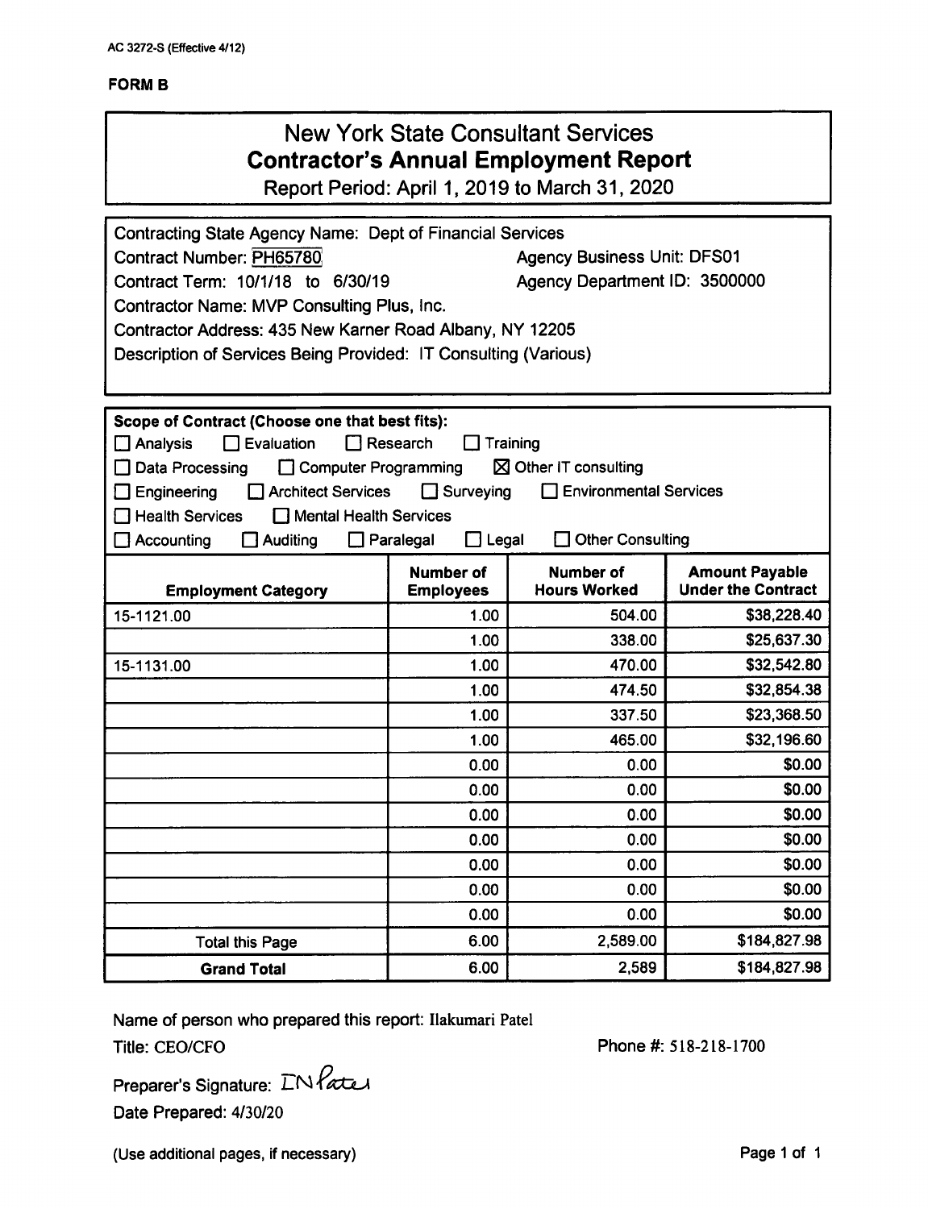AC 3272-S (Effective 4/12)

**FORM B**

# New York State Consultant Services
## Contractor's Annual Employment Report
Report Period: April 1, 2019 to March 31, 2020

Contracting State Agency Name: Dept of Financial Services
Contract Number: PH65780 — Agency Business Unit: DFS01
Contract Term: 10/1/18 to 6/30/19 — Agency Department ID: 3500000
Contractor Name: MVP Consulting Plus, Inc.
Contractor Address: 435 New Karner Road Albany, NY 12205
Description of Services Being Provided: IT Consulting (Various)

**Scope of Contract (Choose one that best fits):**

- ☐ Analysis ☐ Evaluation ☐ Research ☐ Training
- ☐ Data Processing ☐ Computer Programming ☒ Other IT consulting
- ☐ Engineering ☐ Architect Services ☐ Surveying ☐ Environmental Services
- ☐ Health Services ☐ Mental Health Services
- ☐ Accounting ☐ Auditing ☐ Paralegal ☐ Legal ☐ Other Consulting

| Employment Category | Number of Employees | Number of Hours Worked | Amount Payable Under the Contract |
|---|---|---|---|
| 15-1121.00 | 1.00 | 504.00 | $38,228.40 |
| | 1.00 | 338.00 | $25,637.30 |
| 15-1131.00 | 1.00 | 470.00 | $32,542.80 |
| | 1.00 | 474.50 | $32,854.38 |
| | 1.00 | 337.50 | $23,368.50 |
| | 1.00 | 465.00 | $32,196.60 |
| | 0.00 | 0.00 | $0.00 |
| | 0.00 | 0.00 | $0.00 |
| | 0.00 | 0.00 | $0.00 |
| | 0.00 | 0.00 | $0.00 |
| | 0.00 | 0.00 | $0.00 |
| | 0.00 | 0.00 | $0.00 |
| | 0.00 | 0.00 | $0.00 |
| Total this Page | 6.00 | 2,589.00 | $184,827.98 |
| **Grand Total** | 6.00 | 2,589 | $184,827.98 |

Name of person who prepared this report: Ilakumari Patel
Title: CEO/CFO — Phone #: 518-218-1700
Preparer's Signature: IN Patel
Date Prepared: 4/30/20

(Use additional pages, if necessary)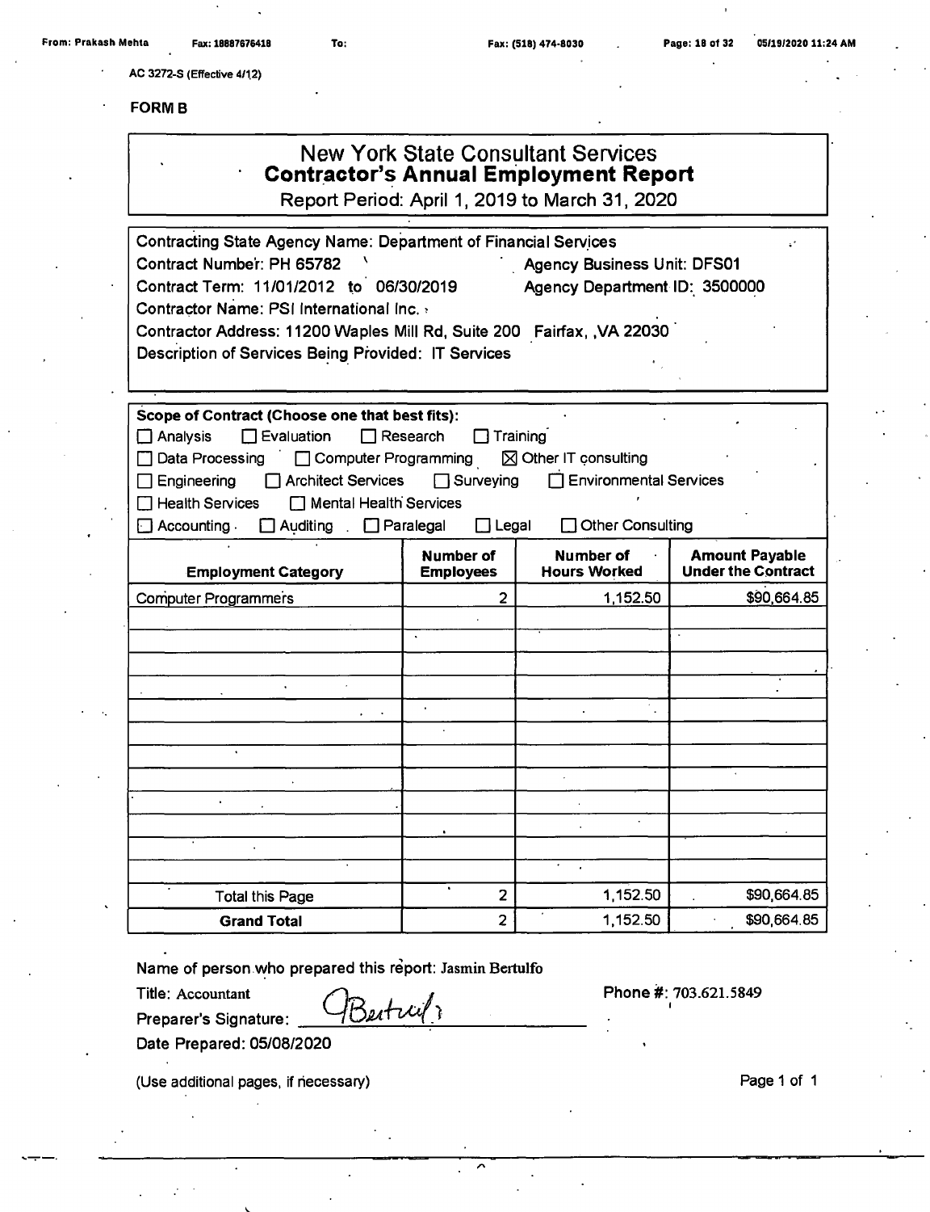AC 3272-S (Effective 4/12)

**FORM B**

# New York State Consultant Services
## Contractor's Annual Employment Report
Report Period: April 1, 2019 to March 31, 2020

Contracting State Agency Name: Department of Financial Services
Contract Number: PH 65782 Agency Business Unit: DFS01
Contract Term: 11/01/2012 to 06/30/2019 Agency Department ID: 3500000
Contractor Name: PSI International Inc.
Contractor Address: 11200 Waples Mill Rd, Suite 200 Fairfax, ,VA 22030
Description of Services Being Provided: IT Services

**Scope of Contract (Choose one that best fits):**

☐ Analysis ☐ Evaluation ☐ Research ☐ Training
☐ Data Processing ☐ Computer Programming ☒ Other IT consulting
☐ Engineering ☐ Architect Services ☐ Surveying ☐ Environmental Services
☐ Health Services ☐ Mental Health Services
☐ Accounting ☐ Auditing ☐ Paralegal ☐ Legal ☐ Other Consulting

| Employment Category | Number of Employees | Number of Hours Worked | Amount Payable Under the Contract |
|---|---|---|---|
| Computer Programmers | 2 | 1,152.50 | $90,664.85 |
| | | | |
| | | | |
| | | | |
| | | | |
| | | | |
| | | | |
| | | | |
| | | | |
| | | | |
| | | | |
| | | | |
| | | | |
| Total this Page | 2 | 1,152.50 | $90,664.85 |
| **Grand Total** | 2 | 1,152.50 | $90,664.85 |

Name of person who prepared this report: Jasmin Bertulfo
Title: Accountant Phone #: 703.621.5849
Preparer's Signature: JBertulfo
Date Prepared: 05/08/2020

(Use additional pages, if necessary)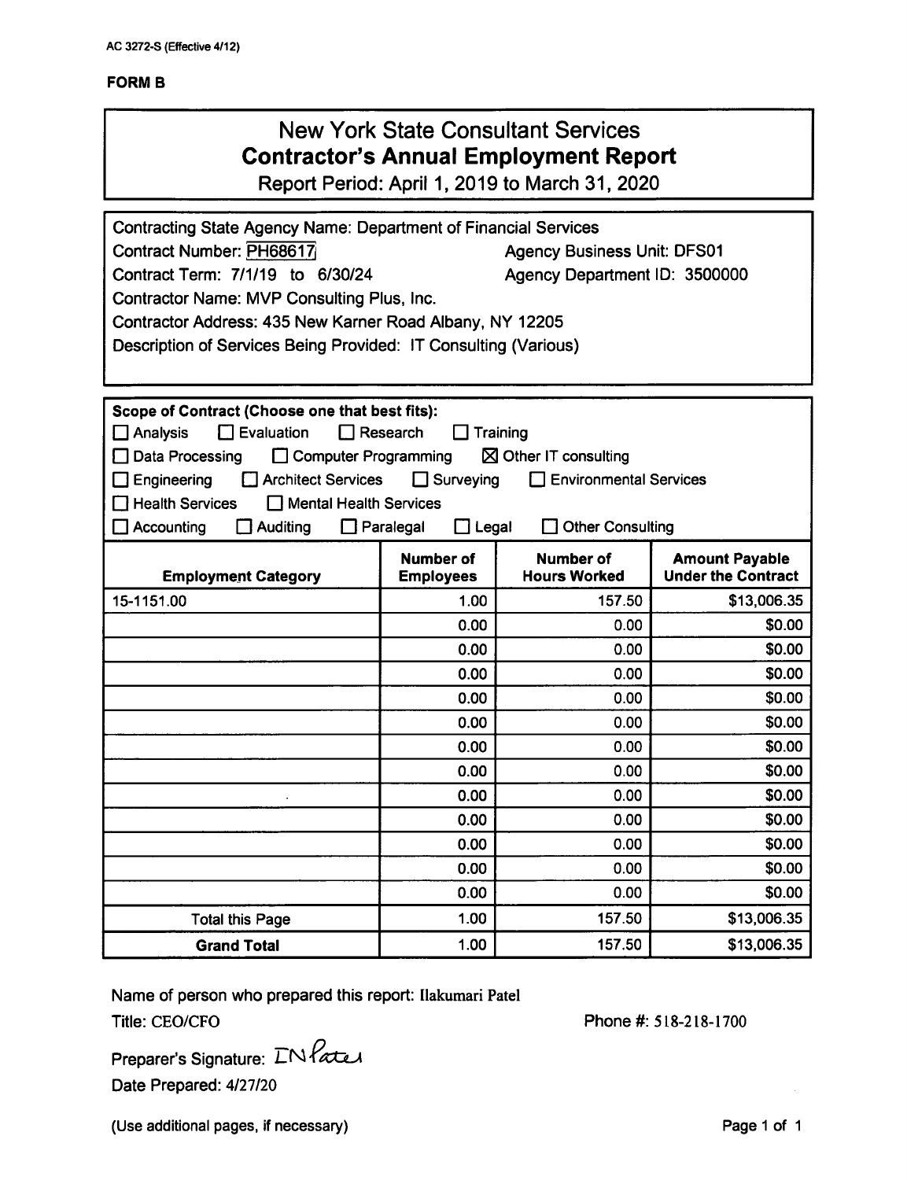AC 3272-S (Effective 4/12)

**FORM B**

# New York State Consultant Services
## Contractor's Annual Employment Report
Report Period: April 1, 2019 to March 31, 2020

Contracting State Agency Name: Department of Financial Services
Contract Number: PH68617
Agency Business Unit: DFS01
Contract Term: 7/1/19 to 6/30/24
Agency Department ID: 3500000
Contractor Name: MVP Consulting Plus, Inc.
Contractor Address: 435 New Karner Road Albany, NY 12205
Description of Services Being Provided: IT Consulting (Various)

**Scope of Contract (Choose one that best fits):**

☐ Analysis ☐ Evaluation ☐ Research ☐ Training
☐ Data Processing ☐ Computer Programming ☒ Other IT consulting
☐ Engineering ☐ Architect Services ☐ Surveying ☐ Environmental Services
☐ Health Services ☐ Mental Health Services
☐ Accounting ☐ Auditing ☐ Paralegal ☐ Legal ☐ Other Consulting

| Employment Category | Number of Employees | Number of Hours Worked | Amount Payable Under the Contract |
|---|---|---|---|
| 15-1151.00 | 1.00 | 157.50 | $13,006.35 |
| | 0.00 | 0.00 | $0.00 |
| | 0.00 | 0.00 | $0.00 |
| | 0.00 | 0.00 | $0.00 |
| | 0.00 | 0.00 | $0.00 |
| | 0.00 | 0.00 | $0.00 |
| | 0.00 | 0.00 | $0.00 |
| | 0.00 | 0.00 | $0.00 |
| | 0.00 | 0.00 | $0.00 |
| | 0.00 | 0.00 | $0.00 |
| | 0.00 | 0.00 | $0.00 |
| | 0.00 | 0.00 | $0.00 |
| | 0.00 | 0.00 | $0.00 |
| Total this Page | 1.00 | 157.50 | $13,006.35 |
| **Grand Total** | 1.00 | 157.50 | $13,006.35 |

Name of person who prepared this report: Ilakumari Patel
Title: CEO/CFO
Phone #: 518-218-1700
Preparer's Signature: IN Patel
Date Prepared: 4/27/20

(Use additional pages, if necessary)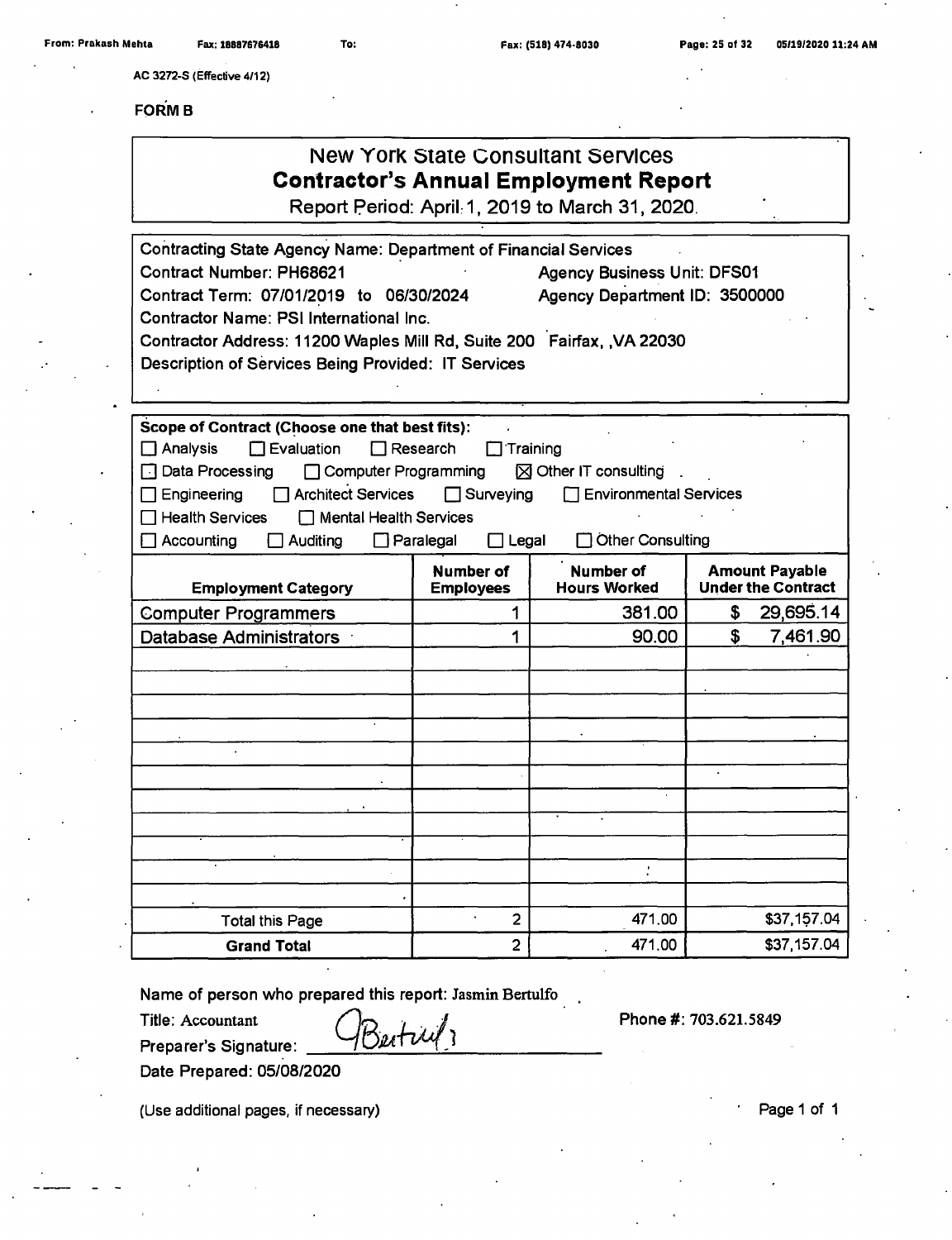AC 3272-S (Effective 4/12)

**FORM B**

# New York State Consultant Services
## Contractor's Annual Employment Report

Report Period: April 1, 2019 to March 31, 2020.

Contracting State Agency Name: Department of Financial Services
Contract Number: PH68621 Agency Business Unit: DFS01
Contract Term: 07/01/2019 to 06/30/2024 Agency Department ID: 3500000
Contractor Name: PSI International Inc.
Contractor Address: 11200 Waples Mill Rd, Suite 200 Fairfax, ,VA 22030
Description of Services Being Provided: IT Services

**Scope of Contract (Choose one that best fits):**

☐ Analysis ☐ Evaluation ☐ Research ☐ Training
☐ Data Processing ☐ Computer Programming ☒ Other IT consulting
☐ Engineering ☐ Architect Services ☐ Surveying ☐ Environmental Services
☐ Health Services ☐ Mental Health Services
☐ Accounting ☐ Auditing ☐ Paralegal ☐ Legal ☐ Other Consulting

| Employment Category | Number of Employees | Number of Hours Worked | Amount Payable Under the Contract |
|---|---|---|---|
| Computer Programmers | 1 | 381.00 | $ 29,695.14 |
| Database Administrators | 1 | 90.00 | $ 7,461.90 |
| | | | |
| | | | |
| | | | |
| | | | |
| | | | |
| | | | |
| | | | |
| | | | |
| | | | |
| | | | |
| | | | |
| Total this Page | 2 | 471.00 | $37,157.04 |
| **Grand Total** | 2 | 471.00 | $37,157.04 |

Name of person who prepared this report: Jasmin Bertulfo
Title: Accountant
Preparer's Signature: JBertulfo
Phone #: 703.621.5849
Date Prepared: 05/08/2020

(Use additional pages, if necessary)